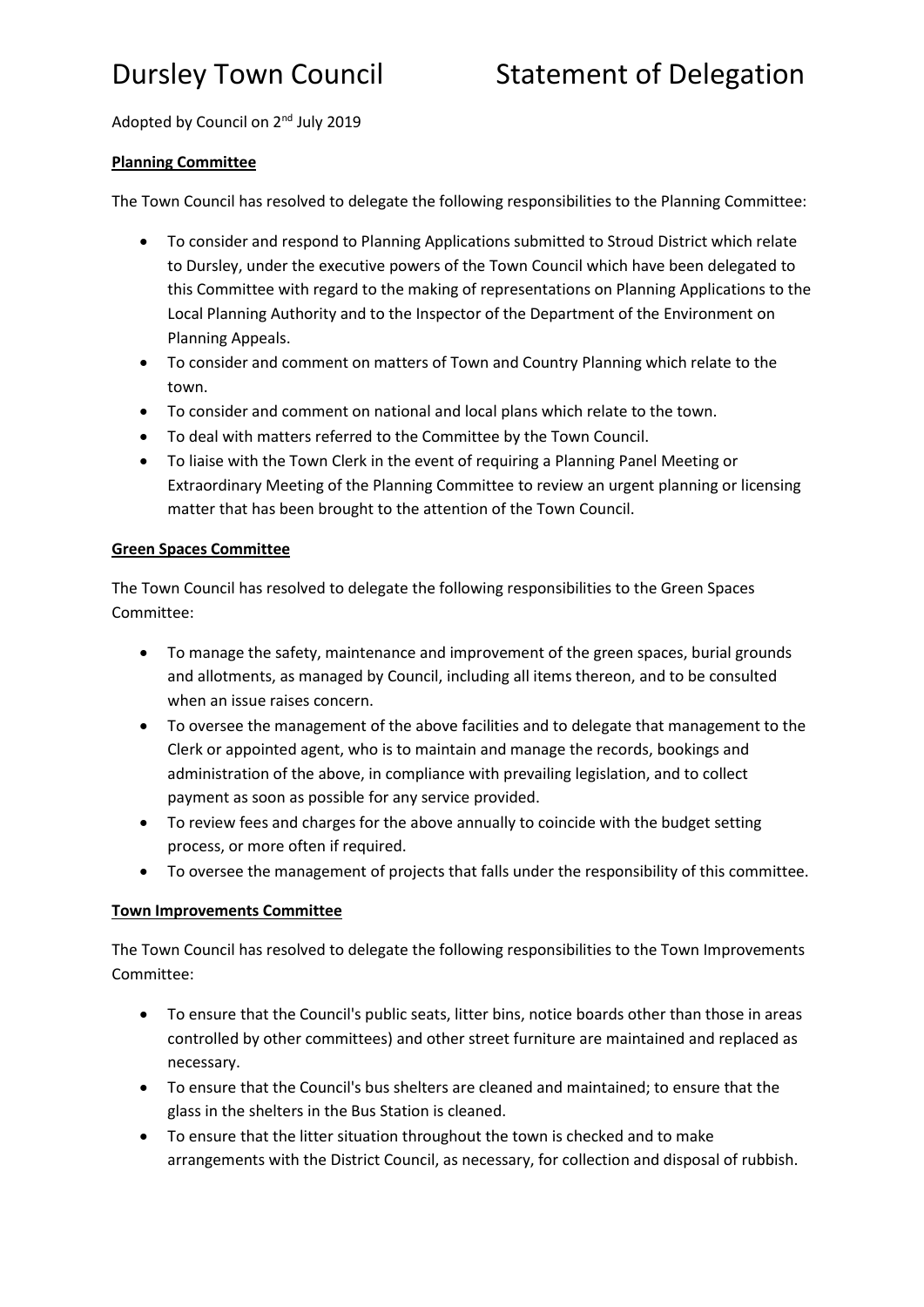# Dursley Town Council Statement of Delegation

Adopted by Council on 2nd July 2019

**Planning Committee**

The Town Council has resolved to delegate the following responsibilities to the Planning Committee:

- To consider and respond to Planning Applications submitted to Stroud District which relate to Dursley, under the executive powers of the Town Council which have been delegated to this Committee with regard to the making of representations on Planning Applications to the Local Planning Authority and to the Inspector of the Department of the Environment on Planning Appeals.
- To consider and comment on matters of Town and Country Planning which relate to the town.
- To consider and comment on national and local plans which relate to the town.
- To deal with matters referred to the Committee by the Town Council.
- To liaise with the Town Clerk in the event of requiring a Planning Panel Meeting or Extraordinary Meeting of the Planning Committee to review an urgent planning or licensing matter that has been brought to the attention of the Town Council.

**Green Spaces Committee**

The Town Council has resolved to delegate the following responsibilities to the Green Spaces Committee:

- To manage the safety, maintenance and improvement of the green spaces, burial grounds and allotments, as managed by Council, including all items thereon, and to be consulted when an issue raises concern.
- To oversee the management of the above facilities and to delegate that management to the Clerk or appointed agent, who is to maintain and manage the records, bookings and administration of the above, in compliance with prevailing legislation, and to collect payment as soon as possible for any service provided.
- To review fees and charges for the above annually to coincide with the budget setting process, or more often if required.
- To oversee the management of projects that falls under the responsibility of this committee.

**Town Improvements Committee**

The Town Council has resolved to delegate the following responsibilities to the Town Improvements Committee:

- To ensure that the Council's public seats, litter bins, notice boards other than those in areas controlled by other committees) and other street furniture are maintained and replaced as necessary.
- To ensure that the Council's bus shelters are cleaned and maintained; to ensure that the glass in the shelters in the Bus Station is cleaned.
- To ensure that the litter situation throughout the town is checked and to make arrangements with the District Council, as necessary, for collection and disposal of rubbish.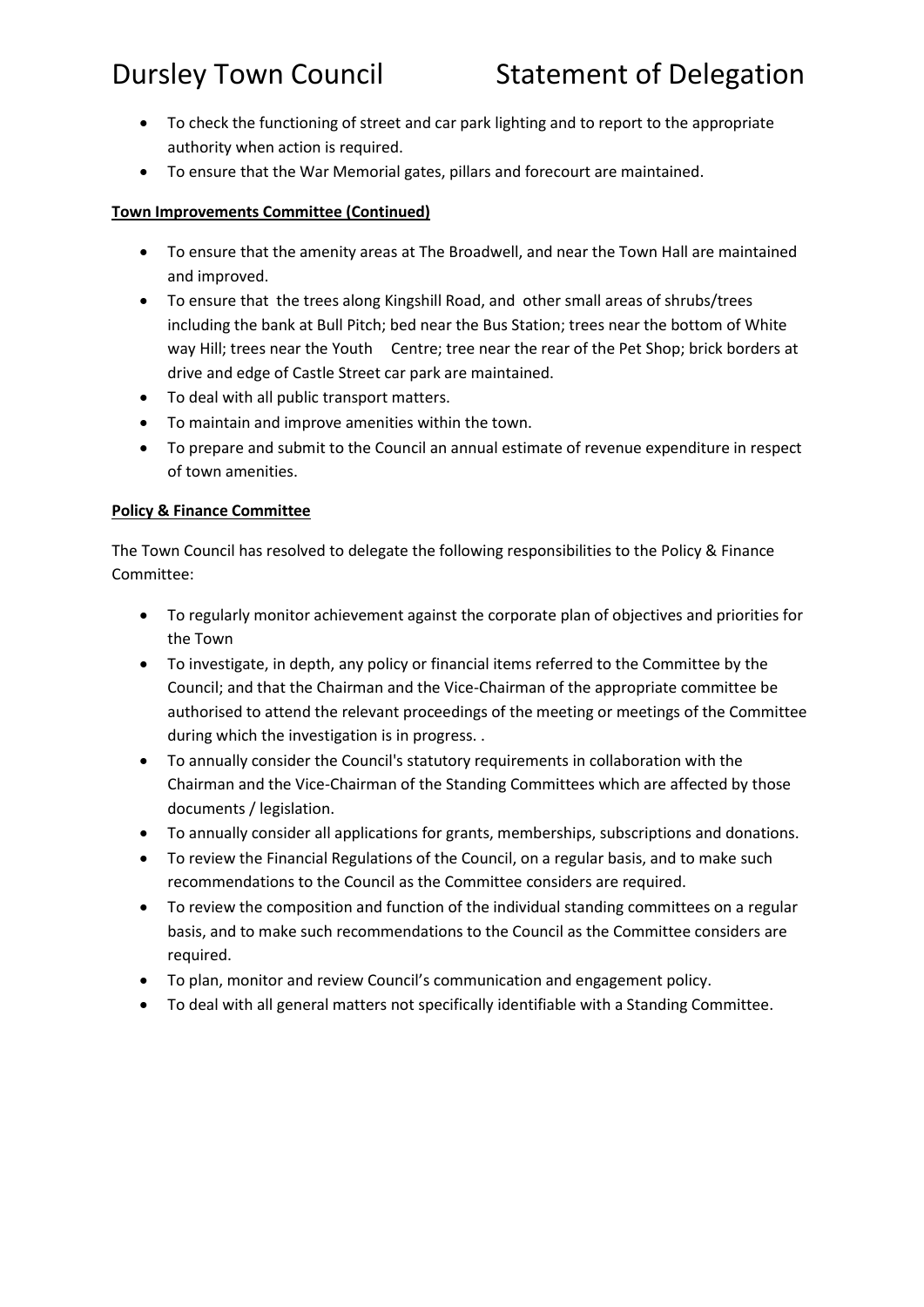- To check the functioning of street and car park lighting and to report to the appropriate authority when action is required.
- To ensure that the War Memorial gates, pillars and forecourt are maintained.

**Town Improvements Committee (Continued)**

- To ensure that the amenity areas at The Broadwell, and near the Town Hall are maintained and improved.
- To ensure that the trees along Kingshill Road, and other small areas of shrubs/trees including the bank at Bull Pitch; bed near the Bus Station; trees near the bottom of White way Hill; trees near the Youth Centre; tree near the rear of the Pet Shop; brick borders at drive and edge of Castle Street car park are maintained.
- To deal with all public transport matters.
- To maintain and improve amenities within the town.
- To prepare and submit to the Council an annual estimate of revenue expenditure in respect of town amenities.

**Policy & Finance Committee**

The Town Council has resolved to delegate the following responsibilities to the Policy & Finance Committee:

- To regularly monitor achievement against the corporate plan of objectives and priorities for the Town
- To investigate, in depth, any policy or financial items referred to the Committee by the Council; and that the Chairman and the Vice-Chairman of the appropriate committee be authorised to attend the relevant proceedings of the meeting or meetings of the Committee during which the investigation is in progress. .
- To annually consider the Council's statutory requirements in collaboration with the Chairman and the Vice-Chairman of the Standing Committees which are affected by those documents / legislation.
- To annually consider all applications for grants, memberships, subscriptions and donations.
- To review the Financial Regulations of the Council, on a regular basis, and to make such recommendations to the Council as the Committee considers are required.
- To review the composition and function of the individual standing committees on a regular basis, and to make such recommendations to the Council as the Committee considers are required.
- To plan, monitor and review Council's communication and engagement policy.
- To deal with all general matters not specifically identifiable with a Standing Committee.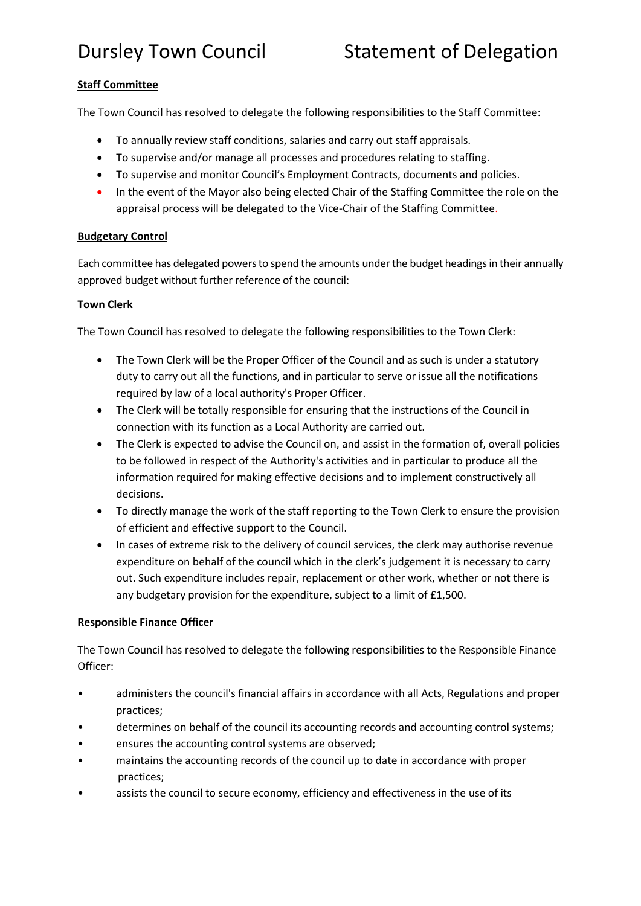**Staff Committee**

The Town Council has resolved to delegate the following responsibilities to the Staff Committee:

- To annually review staff conditions, salaries and carry out staff appraisals.
- To supervise and/or manage all processes and procedures relating to staffing.
- To supervise and monitor Council's Employment Contracts, documents and policies.
- In the event of the Mayor also being elected Chair of the Staffing Committee the role on the appraisal process will be delegated to the Vice-Chair of the Staffing Committee.

**Budgetary Control**

Each committee has delegated powers to spend the amounts under the budget headings in their annually approved budget without further reference of the council:

**Town Clerk**

The Town Council has resolved to delegate the following responsibilities to the Town Clerk:

- The Town Clerk will be the Proper Officer of the Council and as such is under a statutory duty to carry out all the functions, and in particular to serve or issue all the notifications required by law of a local authority's Proper Officer.
- The Clerk will be totally responsible for ensuring that the instructions of the Council in connection with its function as a Local Authority are carried out.
- The Clerk is expected to advise the Council on, and assist in the formation of, overall policies to be followed in respect of the Authority's activities and in particular to produce all the information required for making effective decisions and to implement constructively all decisions.
- To directly manage the work of the staff reporting to the Town Clerk to ensure the provision of efficient and effective support to the Council.
- In cases of extreme risk to the delivery of council services, the clerk may authorise revenue expenditure on behalf of the council which in the clerk's judgement it is necessary to carry out. Such expenditure includes repair, replacement or other work, whether or not there is any budgetary provision for the expenditure, subject to a limit of £1,500.

**Responsible Finance Officer**

The Town Council has resolved to delegate the following responsibilities to the Responsible Finance Officer:

- administers the council's financial affairs in accordance with all Acts, Regulations and proper practices;
- determines on behalf of the council its accounting records and accounting control systems;
- ensures the accounting control systems are observed;
- maintains the accounting records of the council up to date in accordance with proper practices;
- assists the council to secure economy, efficiency and effectiveness in the use of its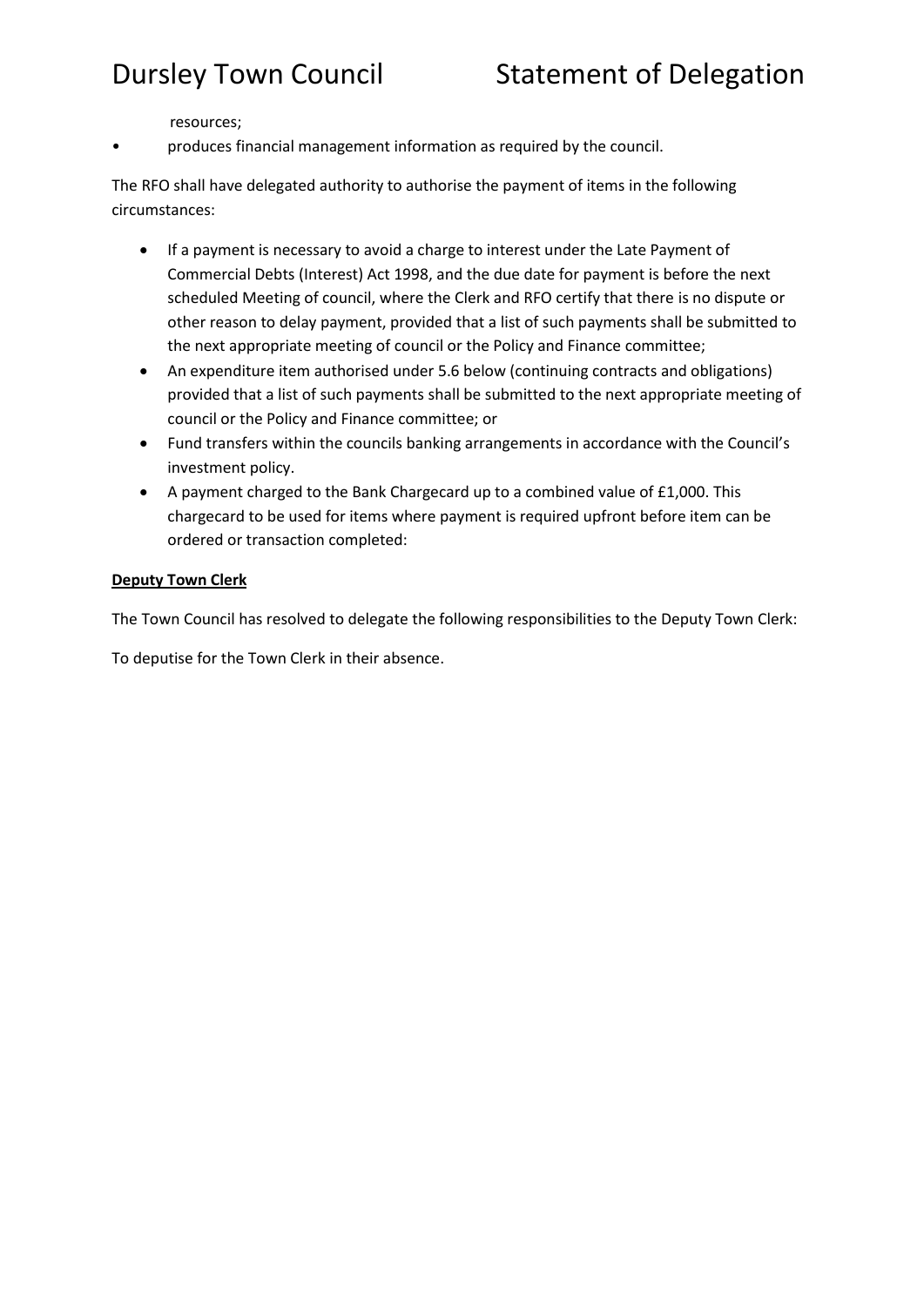resources;

- produces financial management information as required by the council.

The RFO shall have delegated authority to authorise the payment of items in the following circumstances:

- If a payment is necessary to avoid a charge to interest under the Late Payment of Commercial Debts (Interest) Act 1998, and the due date for payment is before the next scheduled Meeting of council, where the Clerk and RFO certify that there is no dispute or other reason to delay payment, provided that a list of such payments shall be submitted to the next appropriate meeting of council or the Policy and Finance committee;
- An expenditure item authorised under 5.6 below (continuing contracts and obligations) provided that a list of such payments shall be submitted to the next appropriate meeting of council or the Policy and Finance committee; or
- Fund transfers within the councils banking arrangements in accordance with the Council's investment policy.
- A payment charged to the Bank Chargecard up to a combined value of £1,000. This chargecard to be used for items where payment is required upfront before item can be ordered or transaction completed:

**Deputy Town Clerk**

The Town Council has resolved to delegate the following responsibilities to the Deputy Town Clerk:

To deputise for the Town Clerk in their absence.